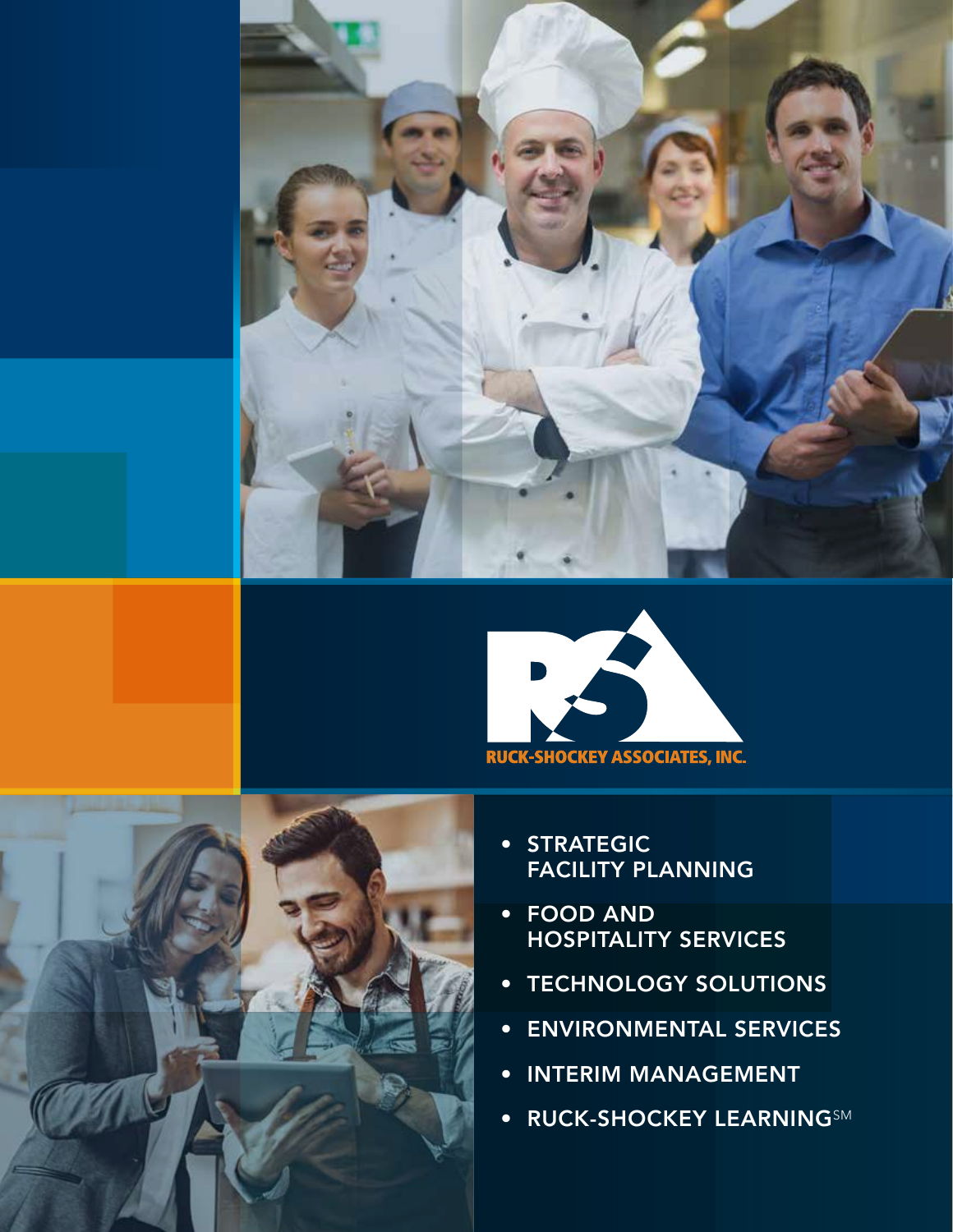RUCK-SHOCKEY ASSOCIATES, INC.

- STRATEGIC FACILITY PLANNING
- FOOD AND HOSPITALITY SERVICES
- TECHNOLOGY SOLUTIONS
- ENVIRONMENTAL SERVICES
- INTERIM MANAGEMENT
- RUCK-SHOCKEY LEARNING℠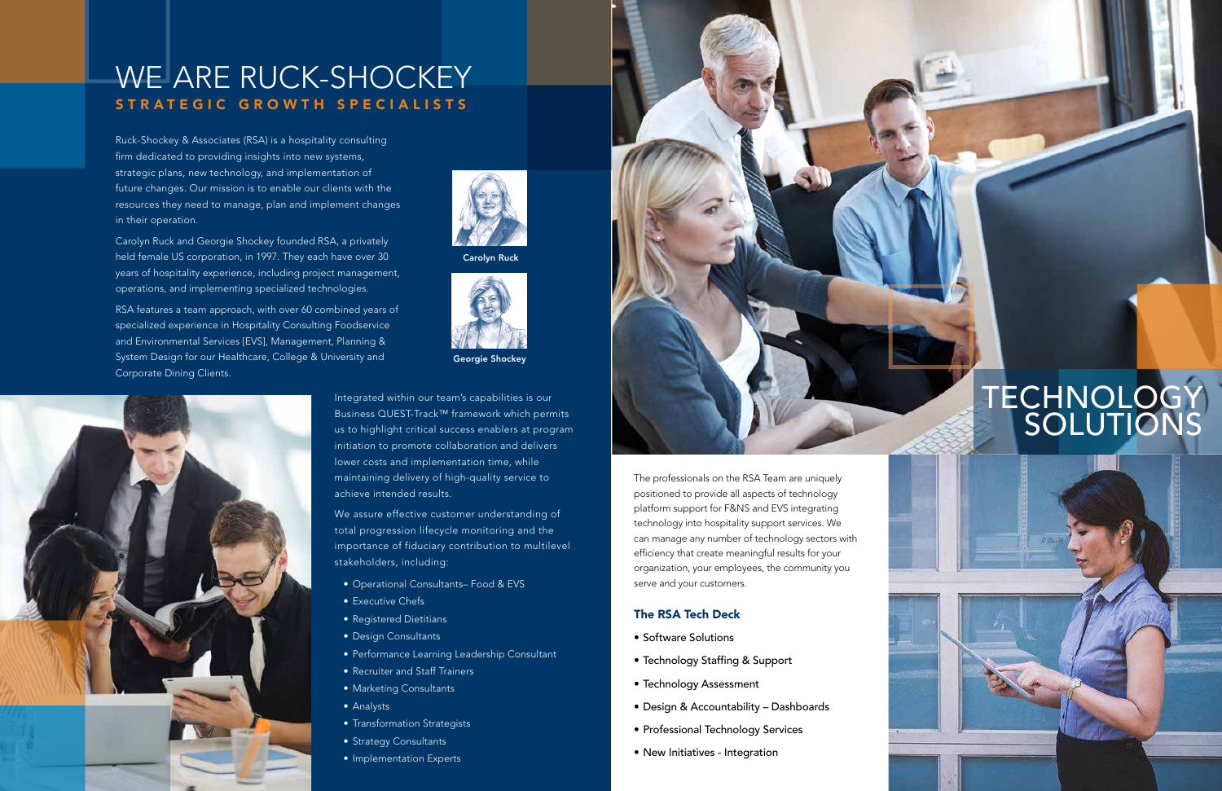# WE ARE RUCK-SHOCKEY

## STRATEGIC GROWTH SPECIALISTS

Ruck-Shockey & Associates (RSA) is a hospitality consulting firm dedicated to providing insights into new systems, strategic plans, new technology, and implementation of future changes. Our mission is to enable our clients with the resources they need to manage, plan and implement changes in their operation.

Carolyn Ruck and Georgie Shockey founded RSA, a privately held female US corporation, in 1997. They each have over 30 years of hospitality experience, including project management, operations, and implementing specialized technologies.

RSA features a team approach, with over 60 combined years of specialized experience in Hospitality Consulting Foodservice and Environmental Services [EVS], Management, Planning & System Design for our Healthcare, College & University and Corporate Dining Clients.

**Carolyn Ruck**

**Georgie Shockey**

Integrated within our team's capabilities is our Business QUEST-Track™ framework which permits us to highlight critical success enablers at program initiation to promote collaboration and delivers lower costs and implementation time, while maintaining delivery of high-quality service to achieve intended results.

We assure effective customer understanding of total progression lifecycle monitoring and the importance of fiduciary contribution to multilevel stakeholders, including:

- Operational Consultants– Food & EVS
- Executive Chefs
- Registered Dietitians
- Design Consultants
- Performance Learning Leadership Consultant
- Recruiter and Staff Trainers
- Marketing Consultants
- Analysts
- Transformation Strategists
- Strategy Consultants
- Implementation Experts

# TECHNOLOGY SOLUTIONS

The professionals on the RSA Team are uniquely positioned to provide all aspects of technology platform support for F&NS and EVS integrating technology into hospitality support services. We can manage any number of technology sectors with efficiency that create meaningful results for your organization, your employees, the community you serve and your customers.

### The RSA Tech Deck

- Software Solutions
- Technology Staffing & Support
- Technology Assessment
- Design & Accountability – Dashboards
- Professional Technology Services
- New Initiatives - Integration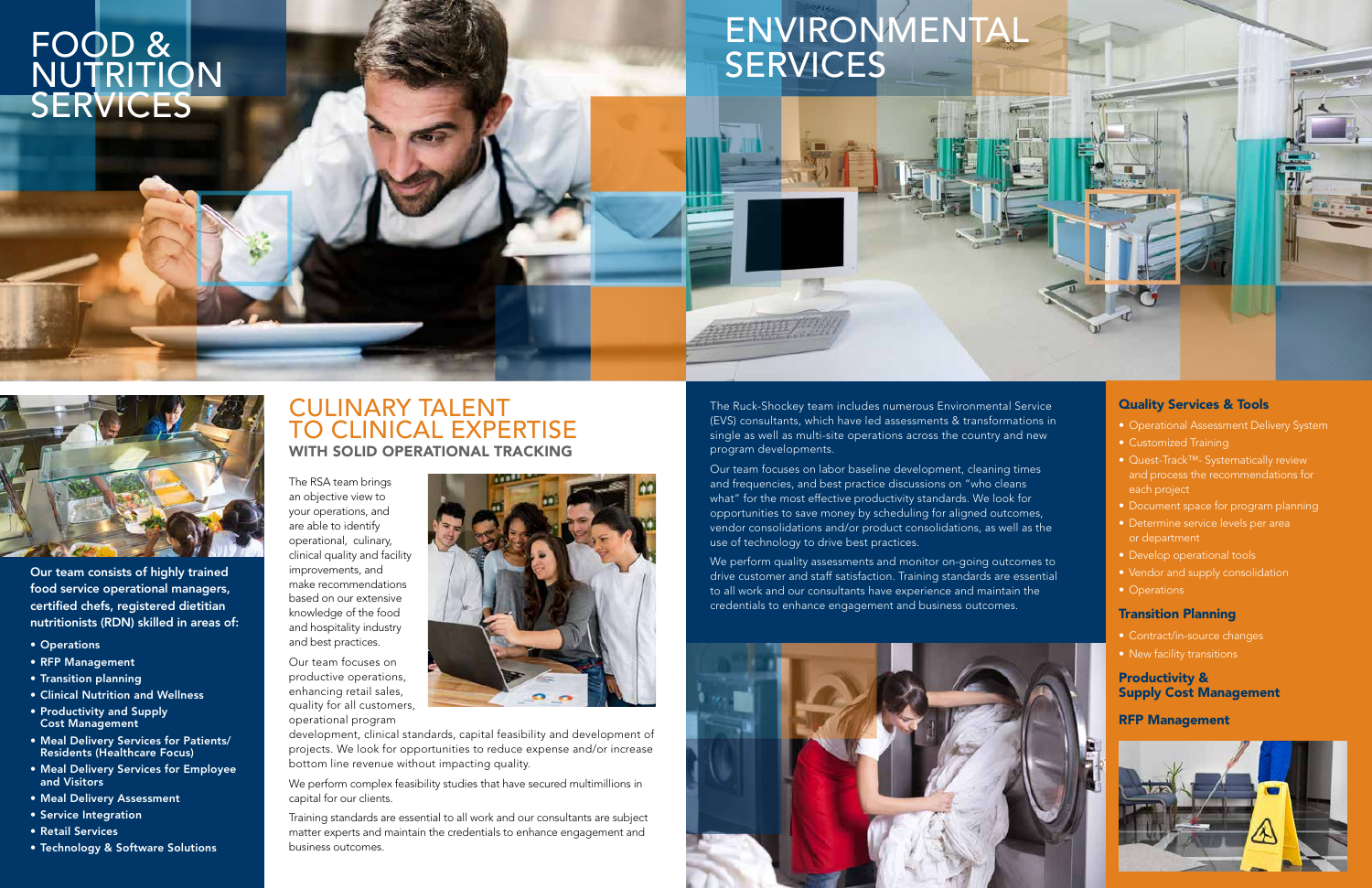# FOOD & NUTRITION SERVICES

Our team consists of highly trained food service operational managers, certified chefs, registered dietitian nutritionists (RDN) skilled in areas of:

- Operations
- RFP Management
- Transition planning
- Clinical Nutrition and Wellness
- Productivity and Supply Cost Management
- Meal Delivery Services for Patients/ Residents (Healthcare Focus)
- Meal Delivery Services for Employee and Visitors
- Meal Delivery Assessment
- Service Integration
- Retail Services
- Technology & Software Solutions

## CULINARY TALENT TO CLINICAL EXPERTISE

### WITH SOLID OPERATIONAL TRACKING

The RSA team brings an objective view to your operations, and are able to identify operational, culinary, clinical quality and facility improvements, and make recommendations based on our extensive knowledge of the food and hospitality industry and best practices.

Our team focuses on productive operations, enhancing retail sales, quality for all customers, operational program development, clinical standards, capital feasibility and development of projects. We look for opportunities to reduce expense and/or increase bottom line revenue without impacting quality.

We perform complex feasibility studies that have secured multimillions in capital for our clients.

Training standards are essential to all work and our consultants are subject matter experts and maintain the credentials to enhance engagement and business outcomes.

# ENVIRONMENTAL SERVICES

The Ruck-Shockey team includes numerous Environmental Service (EVS) consultants, which have led assessments & transformations in single as well as multi-site operations across the country and new program developments.

Our team focuses on labor baseline development, cleaning times and frequencies, and best practice discussions on "who cleans what" for the most effective productivity standards. We look for opportunities to save money by scheduling for aligned outcomes, vendor consolidations and/or product consolidations, as well as the use of technology to drive best practices.

We perform quality assessments and monitor on-going outcomes to drive customer and staff satisfaction. Training standards are essential to all work and our consultants have experience and maintain the credentials to enhance engagement and business outcomes.

### Quality Services & Tools

- Operational Assessment Delivery System
- Customized Training
- Quest-Track™- Systematically review and process the recommendations for each project
- Document space for program planning
- Determine service levels per area or department
- Develop operational tools
- Vendor and supply consolidation
- Operations

### Transition Planning

- Contract/in-source changes
- New facility transitions

### Productivity & Supply Cost Management

### RFP Management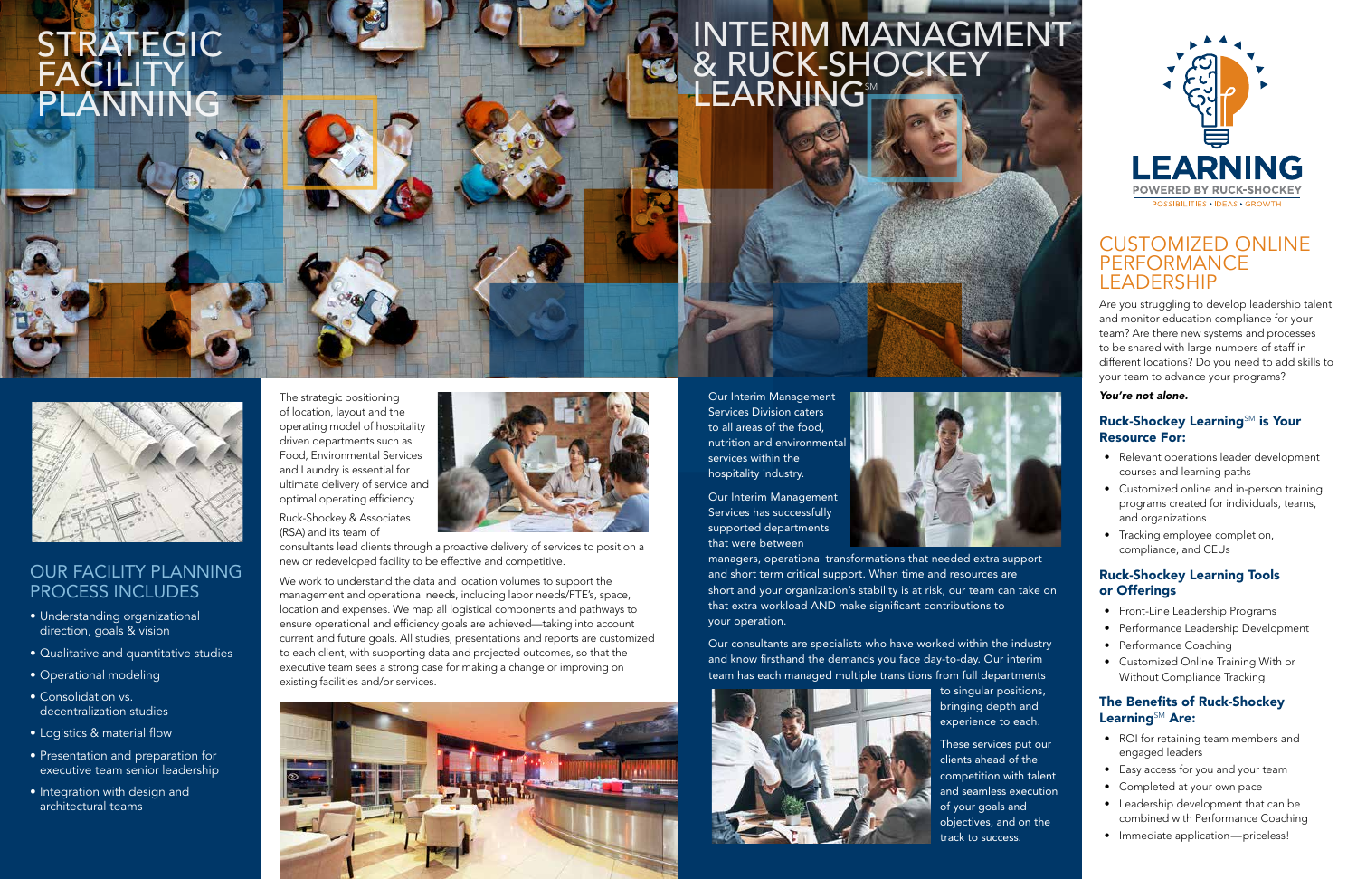# STRATEGIC FACILITY PLANNING

## OUR FACILITY PLANNING PROCESS INCLUDES

- Understanding organizational direction, goals & vision
- Qualitative and quantitative studies
- Operational modeling
- Consolidation vs. decentralization studies
- Logistics & material flow
- Presentation and preparation for executive team senior leadership
- Integration with design and architectural teams

The strategic positioning of location, layout and the operating model of hospitality driven departments such as Food, Environmental Services and Laundry is essential for ultimate delivery of service and optimal operating efficiency.

Ruck-Shockey & Associates (RSA) and its team of consultants lead clients through a proactive delivery of services to position a new or redeveloped facility to be effective and competitive.

We work to understand the data and location volumes to support the management and operational needs, including labor needs/FTE's, space, location and expenses. We map all logistical components and pathways to ensure operational and efficiency goals are achieved—taking into account current and future goals. All studies, presentations and reports are customized to each client, with supporting data and projected outcomes, so that the executive team sees a strong case for making a change or improving on existing facilities and/or services.

# INTERIM MANAGMENT & RUCK-SHOCKEY LEARNING℠

Our Interim Management Services Division caters to all areas of the food, nutrition and environmental services within the hospitality industry.

Our Interim Management Services has successfully supported departments that were between managers, operational transformations that needed extra support and short term critical support. When time and resources are short and your organization's stability is at risk, our team can take on that extra workload AND make significant contributions to your operation.

Our consultants are specialists who have worked within the industry and know firsthand the demands you face day-to-day. Our interim team has each managed multiple transitions from full departments to singular positions, bringing depth and experience to each.

These services put our clients ahead of the competition with talent and seamless execution of your goals and objectives, and on the track to success.

LEARNING
POWERED BY RUCK-SHOCKEY
POSSIBILITIES • IDEAS • GROWTH

## CUSTOMIZED ONLINE PERFORMANCE LEADERSHIP

Are you struggling to develop leadership talent and monitor education compliance for your team? Are there new systems and processes to be shared with large numbers of staff in different locations? Do you need to add skills to your team to advance your programs?

***You're not alone.***

### Ruck-Shockey Learning℠ is Your Resource For:

- Relevant operations leader development courses and learning paths
- Customized online and in-person training programs created for individuals, teams, and organizations
- Tracking employee completion, compliance, and CEUs

### Ruck-Shockey Learning Tools or Offerings

- Front-Line Leadership Programs
- Performance Leadership Development
- Performance Coaching
- Customized Online Training With or Without Compliance Tracking

### The Benefits of Ruck-Shockey Learning℠ Are:

- ROI for retaining team members and engaged leaders
- Easy access for you and your team
- Completed at your own pace
- Leadership development that can be combined with Performance Coaching
- Immediate application—priceless!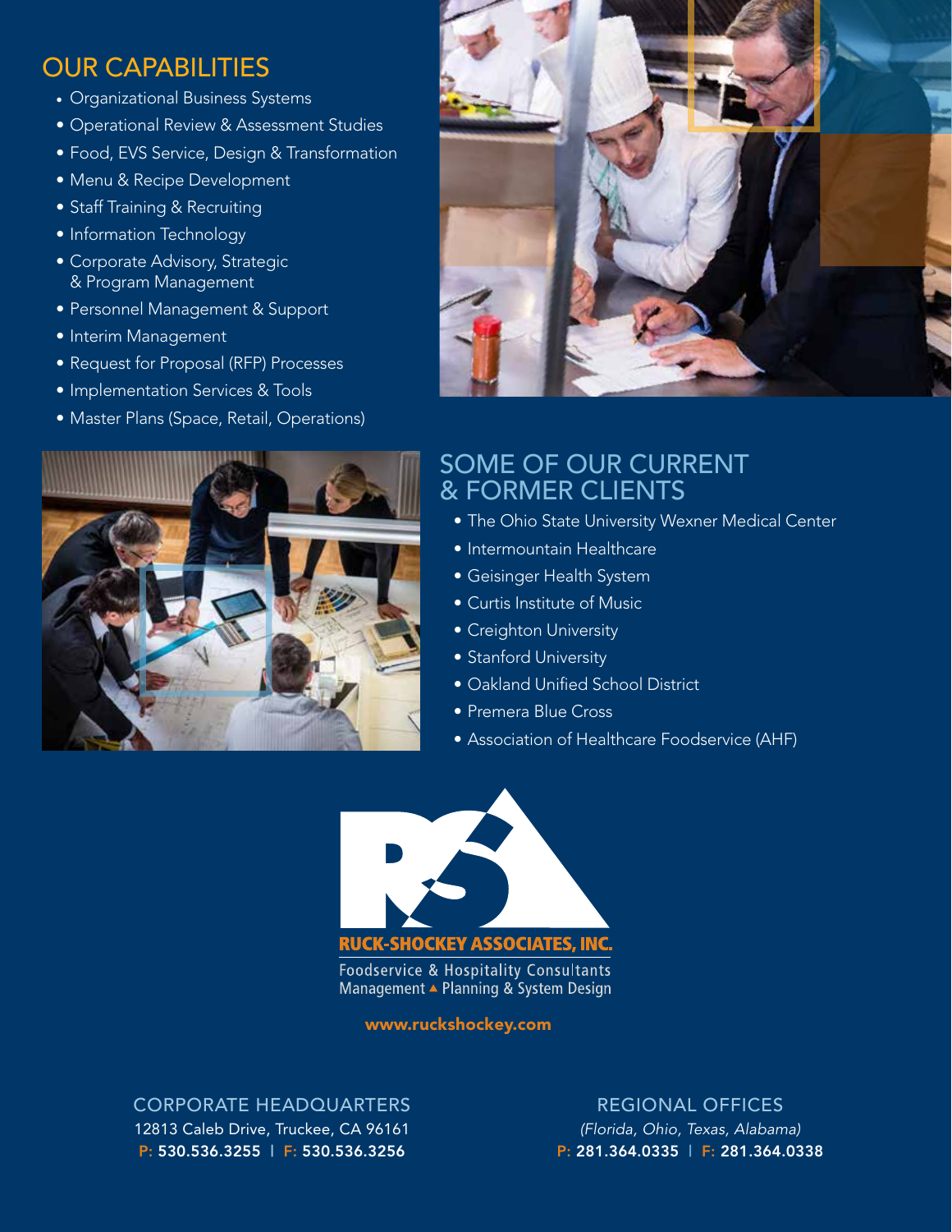## OUR CAPABILITIES

- Organizational Business Systems
- Operational Review & Assessment Studies
- Food, EVS Service, Design & Transformation
- Menu & Recipe Development
- Staff Training & Recruiting
- Information Technology
- Corporate Advisory, Strategic & Program Management
- Personnel Management & Support
- Interim Management
- Request for Proposal (RFP) Processes
- Implementation Services & Tools
- Master Plans (Space, Retail, Operations)

## SOME OF OUR CURRENT & FORMER CLIENTS

- The Ohio State University Wexner Medical Center
- Intermountain Healthcare
- Geisinger Health System
- Curtis Institute of Music
- Creighton University
- Stanford University
- Oakland Unified School District
- Premera Blue Cross
- Association of Healthcare Foodservice (AHF)

**RUCK-SHOCKEY ASSOCIATES, INC.**

Foodservice & Hospitality Consultants
Management ▲ Planning & System Design

**www.ruckshockey.com**

### CORPORATE HEADQUARTERS

12813 Caleb Drive, Truckee, CA 96161
**P: 530.536.3255 | F: 530.536.3256**

### REGIONAL OFFICES

*(Florida, Ohio, Texas, Alabama)*
**P: 281.364.0335 | F: 281.364.0338**